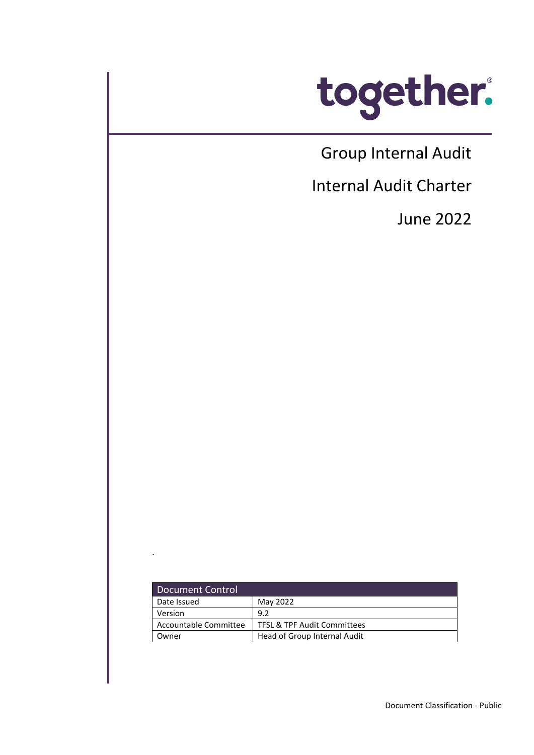together.

# Group Internal Audit

# Internal Audit Charter

# June 2022

| Document Control | |
|---|---|
| Date Issued | May 2022 |
| Version | 9.2 |
| Accountable Committee | TFSL & TPF Audit Committees |
| Owner | Head of Group Internal Audit |

Document Classification - Public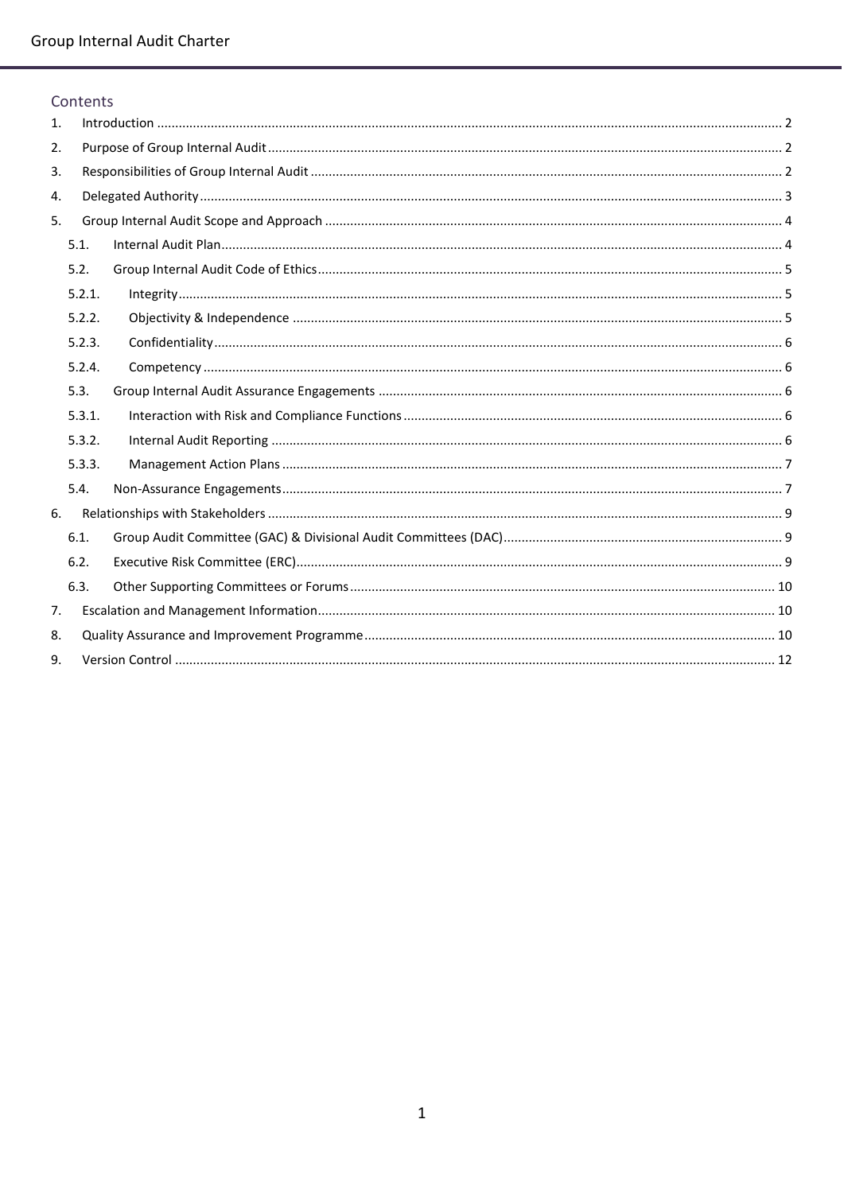## Contents

1. Introduction ..... 2
2. Purpose of Group Internal Audit ..... 2
3. Responsibilities of Group Internal Audit ..... 2
4. Delegated Authority ..... 3
5. Group Internal Audit Scope and Approach ..... 4
   - 5.1. Internal Audit Plan ..... 4
   - 5.2. Group Internal Audit Code of Ethics ..... 5
     - 5.2.1. Integrity ..... 5
     - 5.2.2. Objectivity & Independence ..... 5
     - 5.2.3. Confidentiality ..... 6
     - 5.2.4. Competency ..... 6
   - 5.3. Group Internal Audit Assurance Engagements ..... 6
     - 5.3.1. Interaction with Risk and Compliance Functions ..... 6
     - 5.3.2. Internal Audit Reporting ..... 6
     - 5.3.3. Management Action Plans ..... 7
   - 5.4. Non-Assurance Engagements ..... 7
6. Relationships with Stakeholders ..... 9
   - 6.1. Group Audit Committee (GAC) & Divisional Audit Committees (DAC) ..... 9
   - 6.2. Executive Risk Committee (ERC) ..... 9
   - 6.3. Other Supporting Committees or Forums ..... 10
7. Escalation and Management Information ..... 10
8. Quality Assurance and Improvement Programme ..... 10
9. Version Control ..... 12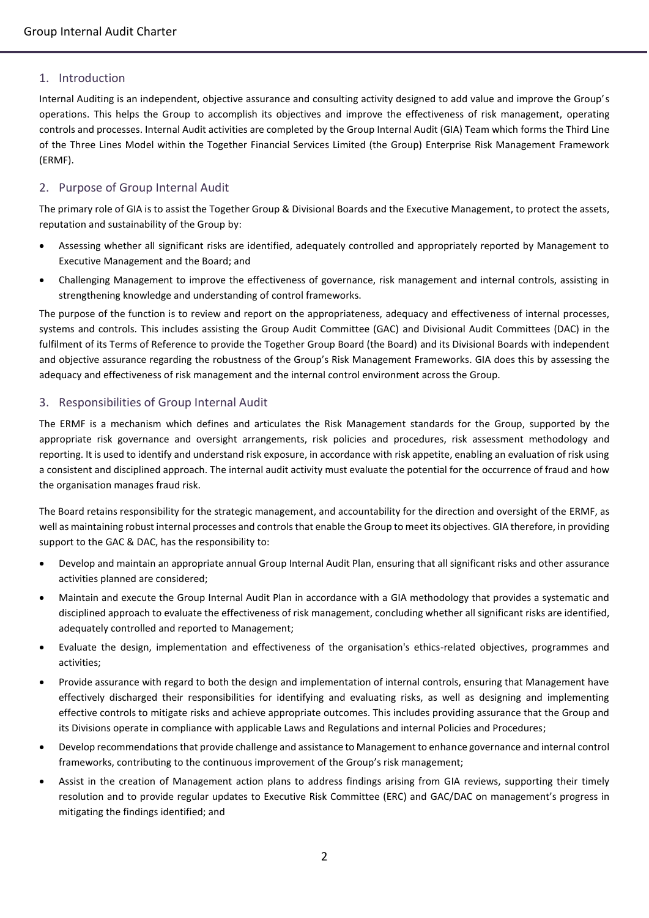## 1. Introduction

Internal Auditing is an independent, objective assurance and consulting activity designed to add value and improve the Group's operations. This helps the Group to accomplish its objectives and improve the effectiveness of risk management, operating controls and processes. Internal Audit activities are completed by the Group Internal Audit (GIA) Team which forms the Third Line of the Three Lines Model within the Together Financial Services Limited (the Group) Enterprise Risk Management Framework (ERMF).

## 2. Purpose of Group Internal Audit

The primary role of GIA is to assist the Together Group & Divisional Boards and the Executive Management, to protect the assets, reputation and sustainability of the Group by:

- Assessing whether all significant risks are identified, adequately controlled and appropriately reported by Management to Executive Management and the Board; and
- Challenging Management to improve the effectiveness of governance, risk management and internal controls, assisting in strengthening knowledge and understanding of control frameworks.

The purpose of the function is to review and report on the appropriateness, adequacy and effectiveness of internal processes, systems and controls. This includes assisting the Group Audit Committee (GAC) and Divisional Audit Committees (DAC) in the fulfilment of its Terms of Reference to provide the Together Group Board (the Board) and its Divisional Boards with independent and objective assurance regarding the robustness of the Group's Risk Management Frameworks. GIA does this by assessing the adequacy and effectiveness of risk management and the internal control environment across the Group.

## 3. Responsibilities of Group Internal Audit

The ERMF is a mechanism which defines and articulates the Risk Management standards for the Group, supported by the appropriate risk governance and oversight arrangements, risk policies and procedures, risk assessment methodology and reporting. It is used to identify and understand risk exposure, in accordance with risk appetite, enabling an evaluation of risk using a consistent and disciplined approach. The internal audit activity must evaluate the potential for the occurrence of fraud and how the organisation manages fraud risk.

The Board retains responsibility for the strategic management, and accountability for the direction and oversight of the ERMF, as well as maintaining robust internal processes and controls that enable the Group to meet its objectives. GIA therefore, in providing support to the GAC & DAC, has the responsibility to:

- Develop and maintain an appropriate annual Group Internal Audit Plan, ensuring that all significant risks and other assurance activities planned are considered;
- Maintain and execute the Group Internal Audit Plan in accordance with a GIA methodology that provides a systematic and disciplined approach to evaluate the effectiveness of risk management, concluding whether all significant risks are identified, adequately controlled and reported to Management;
- Evaluate the design, implementation and effectiveness of the organisation's ethics-related objectives, programmes and activities;
- Provide assurance with regard to both the design and implementation of internal controls, ensuring that Management have effectively discharged their responsibilities for identifying and evaluating risks, as well as designing and implementing effective controls to mitigate risks and achieve appropriate outcomes. This includes providing assurance that the Group and its Divisions operate in compliance with applicable Laws and Regulations and internal Policies and Procedures;
- Develop recommendations that provide challenge and assistance to Management to enhance governance and internal control frameworks, contributing to the continuous improvement of the Group's risk management;
- Assist in the creation of Management action plans to address findings arising from GIA reviews, supporting their timely resolution and to provide regular updates to Executive Risk Committee (ERC) and GAC/DAC on management's progress in mitigating the findings identified; and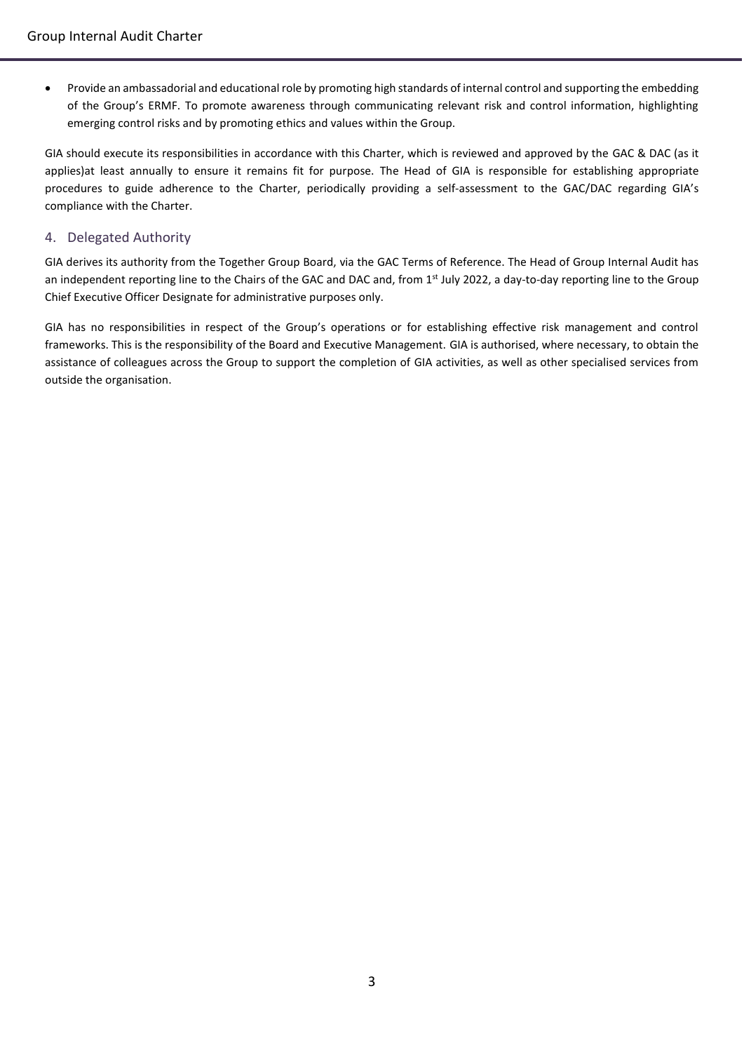- Provide an ambassadorial and educational role by promoting high standards of internal control and supporting the embedding of the Group's ERMF. To promote awareness through communicating relevant risk and control information, highlighting emerging control risks and by promoting ethics and values within the Group.

GIA should execute its responsibilities in accordance with this Charter, which is reviewed and approved by the GAC & DAC (as it applies)at least annually to ensure it remains fit for purpose. The Head of GIA is responsible for establishing appropriate procedures to guide adherence to the Charter, periodically providing a self-assessment to the GAC/DAC regarding GIA's compliance with the Charter.

## 4. Delegated Authority

GIA derives its authority from the Together Group Board, via the GAC Terms of Reference. The Head of Group Internal Audit has an independent reporting line to the Chairs of the GAC and DAC and, from 1st July 2022, a day-to-day reporting line to the Group Chief Executive Officer Designate for administrative purposes only.

GIA has no responsibilities in respect of the Group's operations or for establishing effective risk management and control frameworks. This is the responsibility of the Board and Executive Management. GIA is authorised, where necessary, to obtain the assistance of colleagues across the Group to support the completion of GIA activities, as well as other specialised services from outside the organisation.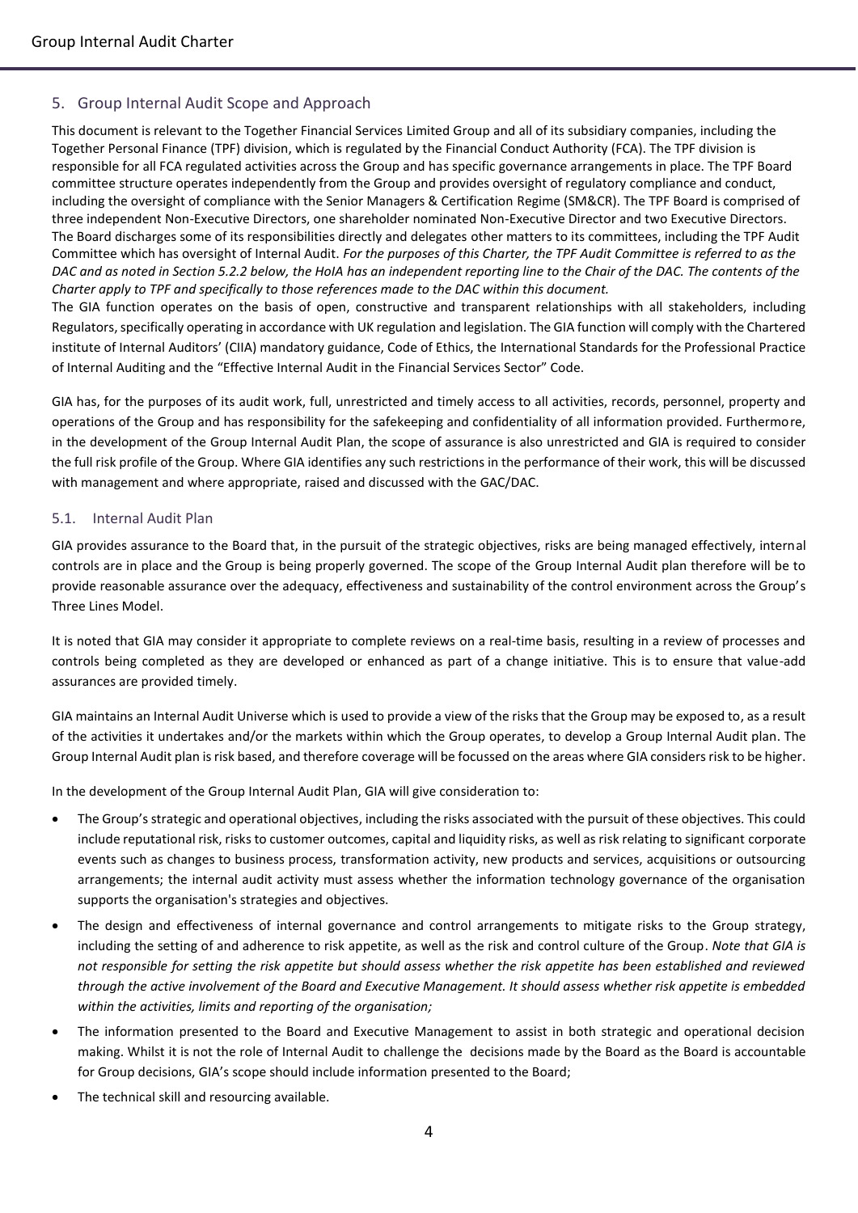## 5. Group Internal Audit Scope and Approach

This document is relevant to the Together Financial Services Limited Group and all of its subsidiary companies, including the Together Personal Finance (TPF) division, which is regulated by the Financial Conduct Authority (FCA). The TPF division is responsible for all FCA regulated activities across the Group and has specific governance arrangements in place. The TPF Board committee structure operates independently from the Group and provides oversight of regulatory compliance and conduct, including the oversight of compliance with the Senior Managers & Certification Regime (SM&CR). The TPF Board is comprised of three independent Non-Executive Directors, one shareholder nominated Non-Executive Director and two Executive Directors. The Board discharges some of its responsibilities directly and delegates other matters to its committees, including the TPF Audit Committee which has oversight of Internal Audit. *For the purposes of this Charter, the TPF Audit Committee is referred to as the DAC and as noted in Section 5.2.2 below, the HoIA has an independent reporting line to the Chair of the DAC. The contents of the Charter apply to TPF and specifically to those references made to the DAC within this document.*

The GIA function operates on the basis of open, constructive and transparent relationships with all stakeholders, including Regulators, specifically operating in accordance with UK regulation and legislation. The GIA function will comply with the Chartered institute of Internal Auditors' (CIIA) mandatory guidance, Code of Ethics, the International Standards for the Professional Practice of Internal Auditing and the "Effective Internal Audit in the Financial Services Sector" Code.

GIA has, for the purposes of its audit work, full, unrestricted and timely access to all activities, records, personnel, property and operations of the Group and has responsibility for the safekeeping and confidentiality of all information provided. Furthermore, in the development of the Group Internal Audit Plan, the scope of assurance is also unrestricted and GIA is required to consider the full risk profile of the Group. Where GIA identifies any such restrictions in the performance of their work, this will be discussed with management and where appropriate, raised and discussed with the GAC/DAC.

### 5.1. Internal Audit Plan

GIA provides assurance to the Board that, in the pursuit of the strategic objectives, risks are being managed effectively, internal controls are in place and the Group is being properly governed. The scope of the Group Internal Audit plan therefore will be to provide reasonable assurance over the adequacy, effectiveness and sustainability of the control environment across the Group's Three Lines Model.

It is noted that GIA may consider it appropriate to complete reviews on a real-time basis, resulting in a review of processes and controls being completed as they are developed or enhanced as part of a change initiative. This is to ensure that value-add assurances are provided timely.

GIA maintains an Internal Audit Universe which is used to provide a view of the risks that the Group may be exposed to, as a result of the activities it undertakes and/or the markets within which the Group operates, to develop a Group Internal Audit plan. The Group Internal Audit plan is risk based, and therefore coverage will be focussed on the areas where GIA considers risk to be higher.

In the development of the Group Internal Audit Plan, GIA will give consideration to:

- The Group's strategic and operational objectives, including the risks associated with the pursuit of these objectives. This could include reputational risk, risks to customer outcomes, capital and liquidity risks, as well as risk relating to significant corporate events such as changes to business process, transformation activity, new products and services, acquisitions or outsourcing arrangements; the internal audit activity must assess whether the information technology governance of the organisation supports the organisation's strategies and objectives.
- The design and effectiveness of internal governance and control arrangements to mitigate risks to the Group strategy, including the setting of and adherence to risk appetite, as well as the risk and control culture of the Group. *Note that GIA is not responsible for setting the risk appetite but should assess whether the risk appetite has been established and reviewed through the active involvement of the Board and Executive Management. It should assess whether risk appetite is embedded within the activities, limits and reporting of the organisation;*
- The information presented to the Board and Executive Management to assist in both strategic and operational decision making. Whilst it is not the role of Internal Audit to challenge the decisions made by the Board as the Board is accountable for Group decisions, GIA's scope should include information presented to the Board;
- The technical skill and resourcing available.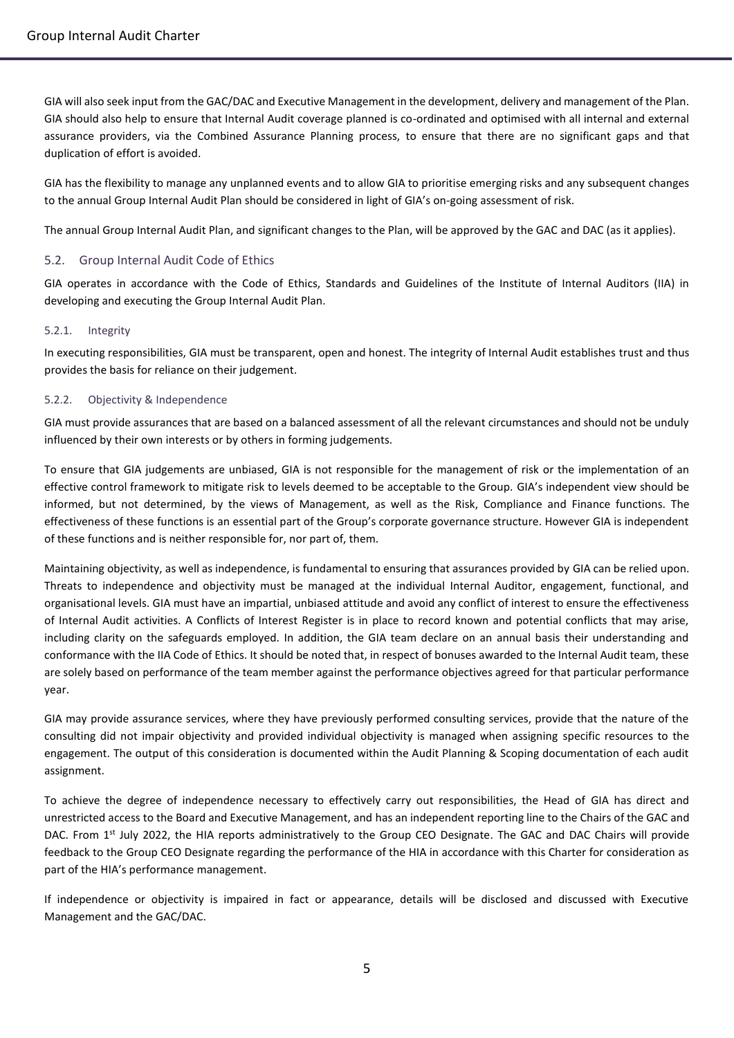GIA will also seek input from the GAC/DAC and Executive Management in the development, delivery and management of the Plan. GIA should also help to ensure that Internal Audit coverage planned is co-ordinated and optimised with all internal and external assurance providers, via the Combined Assurance Planning process, to ensure that there are no significant gaps and that duplication of effort is avoided.

GIA has the flexibility to manage any unplanned events and to allow GIA to prioritise emerging risks and any subsequent changes to the annual Group Internal Audit Plan should be considered in light of GIA's on-going assessment of risk.

The annual Group Internal Audit Plan, and significant changes to the Plan, will be approved by the GAC and DAC (as it applies).

## 5.2. Group Internal Audit Code of Ethics

GIA operates in accordance with the Code of Ethics, Standards and Guidelines of the Institute of Internal Auditors (IIA) in developing and executing the Group Internal Audit Plan.

### 5.2.1. Integrity

In executing responsibilities, GIA must be transparent, open and honest. The integrity of Internal Audit establishes trust and thus provides the basis for reliance on their judgement.

### 5.2.2. Objectivity & Independence

GIA must provide assurances that are based on a balanced assessment of all the relevant circumstances and should not be unduly influenced by their own interests or by others in forming judgements.

To ensure that GIA judgements are unbiased, GIA is not responsible for the management of risk or the implementation of an effective control framework to mitigate risk to levels deemed to be acceptable to the Group. GIA's independent view should be informed, but not determined, by the views of Management, as well as the Risk, Compliance and Finance functions. The effectiveness of these functions is an essential part of the Group's corporate governance structure. However GIA is independent of these functions and is neither responsible for, nor part of, them.

Maintaining objectivity, as well as independence, is fundamental to ensuring that assurances provided by GIA can be relied upon. Threats to independence and objectivity must be managed at the individual Internal Auditor, engagement, functional, and organisational levels. GIA must have an impartial, unbiased attitude and avoid any conflict of interest to ensure the effectiveness of Internal Audit activities. A Conflicts of Interest Register is in place to record known and potential conflicts that may arise, including clarity on the safeguards employed. In addition, the GIA team declare on an annual basis their understanding and conformance with the IIA Code of Ethics. It should be noted that, in respect of bonuses awarded to the Internal Audit team, these are solely based on performance of the team member against the performance objectives agreed for that particular performance year.

GIA may provide assurance services, where they have previously performed consulting services, provide that the nature of the consulting did not impair objectivity and provided individual objectivity is managed when assigning specific resources to the engagement. The output of this consideration is documented within the Audit Planning & Scoping documentation of each audit assignment.

To achieve the degree of independence necessary to effectively carry out responsibilities, the Head of GIA has direct and unrestricted access to the Board and Executive Management, and has an independent reporting line to the Chairs of the GAC and DAC. From 1st July 2022, the HIA reports administratively to the Group CEO Designate. The GAC and DAC Chairs will provide feedback to the Group CEO Designate regarding the performance of the HIA in accordance with this Charter for consideration as part of the HIA's performance management.

If independence or objectivity is impaired in fact or appearance, details will be disclosed and discussed with Executive Management and the GAC/DAC.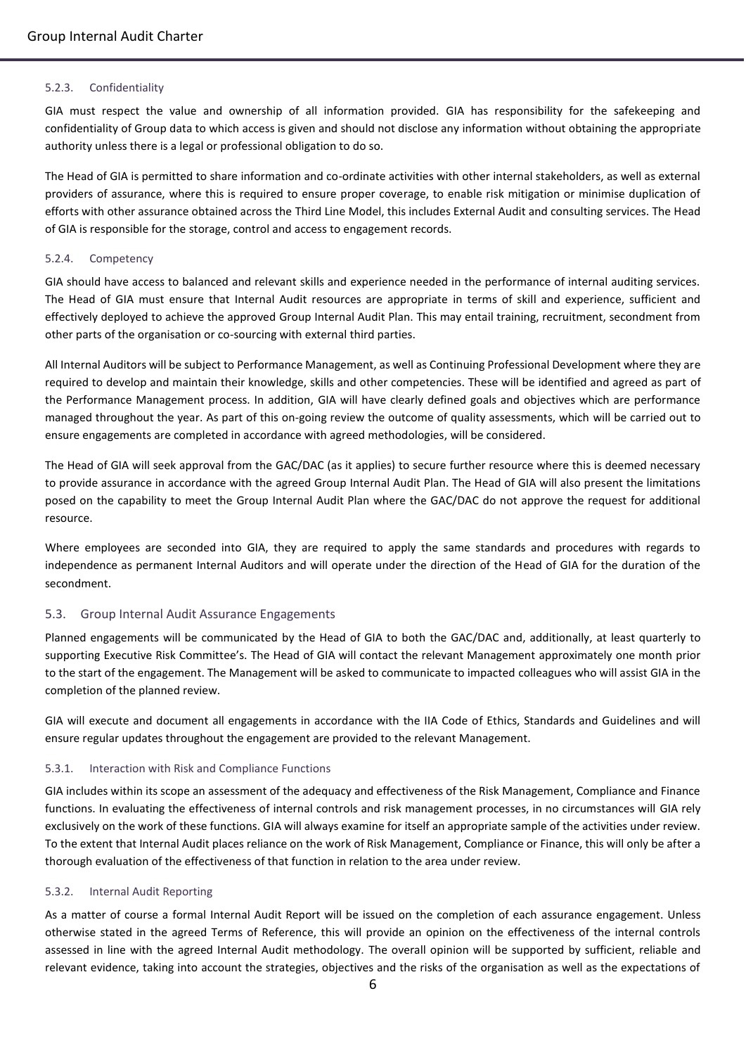#### 5.2.3. Confidentiality

GIA must respect the value and ownership of all information provided. GIA has responsibility for the safekeeping and confidentiality of Group data to which access is given and should not disclose any information without obtaining the appropriate authority unless there is a legal or professional obligation to do so.

The Head of GIA is permitted to share information and co-ordinate activities with other internal stakeholders, as well as external providers of assurance, where this is required to ensure proper coverage, to enable risk mitigation or minimise duplication of efforts with other assurance obtained across the Third Line Model, this includes External Audit and consulting services. The Head of GIA is responsible for the storage, control and access to engagement records.

#### 5.2.4. Competency

GIA should have access to balanced and relevant skills and experience needed in the performance of internal auditing services. The Head of GIA must ensure that Internal Audit resources are appropriate in terms of skill and experience, sufficient and effectively deployed to achieve the approved Group Internal Audit Plan. This may entail training, recruitment, secondment from other parts of the organisation or co-sourcing with external third parties.

All Internal Auditors will be subject to Performance Management, as well as Continuing Professional Development where they are required to develop and maintain their knowledge, skills and other competencies. These will be identified and agreed as part of the Performance Management process. In addition, GIA will have clearly defined goals and objectives which are performance managed throughout the year. As part of this on-going review the outcome of quality assessments, which will be carried out to ensure engagements are completed in accordance with agreed methodologies, will be considered.

The Head of GIA will seek approval from the GAC/DAC (as it applies) to secure further resource where this is deemed necessary to provide assurance in accordance with the agreed Group Internal Audit Plan. The Head of GIA will also present the limitations posed on the capability to meet the Group Internal Audit Plan where the GAC/DAC do not approve the request for additional resource.

Where employees are seconded into GIA, they are required to apply the same standards and procedures with regards to independence as permanent Internal Auditors and will operate under the direction of the Head of GIA for the duration of the secondment.

### 5.3. Group Internal Audit Assurance Engagements

Planned engagements will be communicated by the Head of GIA to both the GAC/DAC and, additionally, at least quarterly to supporting Executive Risk Committee's. The Head of GIA will contact the relevant Management approximately one month prior to the start of the engagement. The Management will be asked to communicate to impacted colleagues who will assist GIA in the completion of the planned review.

GIA will execute and document all engagements in accordance with the IIA Code of Ethics, Standards and Guidelines and will ensure regular updates throughout the engagement are provided to the relevant Management.

#### 5.3.1. Interaction with Risk and Compliance Functions

GIA includes within its scope an assessment of the adequacy and effectiveness of the Risk Management, Compliance and Finance functions. In evaluating the effectiveness of internal controls and risk management processes, in no circumstances will GIA rely exclusively on the work of these functions. GIA will always examine for itself an appropriate sample of the activities under review. To the extent that Internal Audit places reliance on the work of Risk Management, Compliance or Finance, this will only be after a thorough evaluation of the effectiveness of that function in relation to the area under review.

#### 5.3.2. Internal Audit Reporting

As a matter of course a formal Internal Audit Report will be issued on the completion of each assurance engagement. Unless otherwise stated in the agreed Terms of Reference, this will provide an opinion on the effectiveness of the internal controls assessed in line with the agreed Internal Audit methodology. The overall opinion will be supported by sufficient, reliable and relevant evidence, taking into account the strategies, objectives and the risks of the organisation as well as the expectations of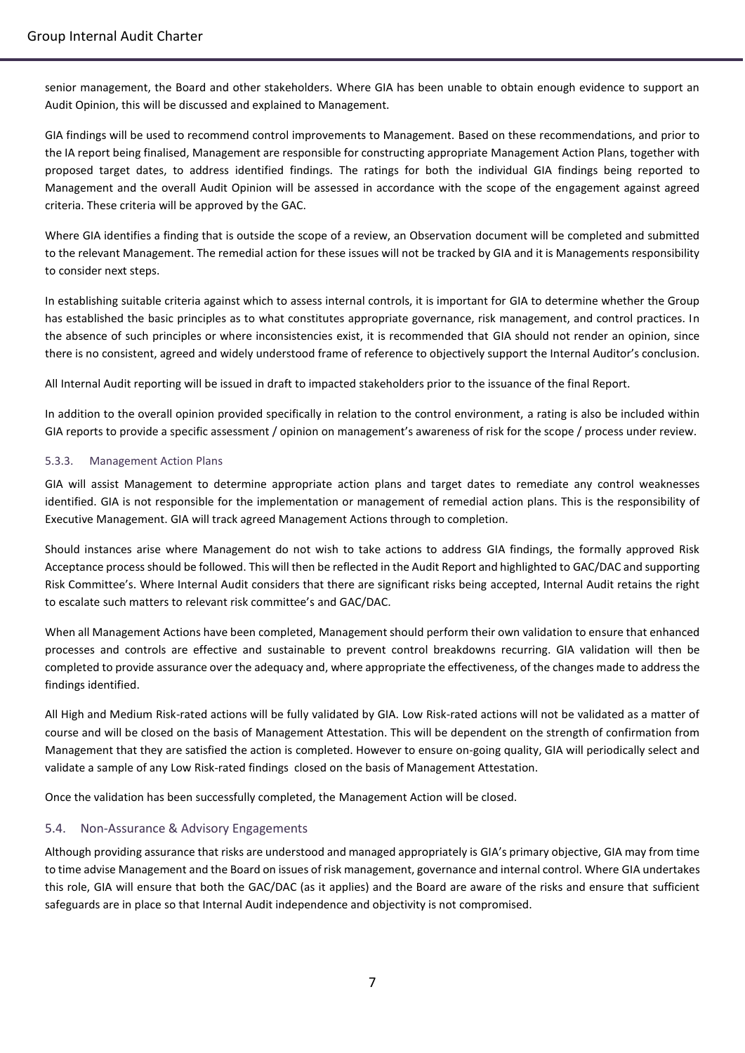senior management, the Board and other stakeholders. Where GIA has been unable to obtain enough evidence to support an Audit Opinion, this will be discussed and explained to Management.

GIA findings will be used to recommend control improvements to Management. Based on these recommendations, and prior to the IA report being finalised, Management are responsible for constructing appropriate Management Action Plans, together with proposed target dates, to address identified findings. The ratings for both the individual GIA findings being reported to Management and the overall Audit Opinion will be assessed in accordance with the scope of the engagement against agreed criteria. These criteria will be approved by the GAC.

Where GIA identifies a finding that is outside the scope of a review, an Observation document will be completed and submitted to the relevant Management. The remedial action for these issues will not be tracked by GIA and it is Managements responsibility to consider next steps.

In establishing suitable criteria against which to assess internal controls, it is important for GIA to determine whether the Group has established the basic principles as to what constitutes appropriate governance, risk management, and control practices. In the absence of such principles or where inconsistencies exist, it is recommended that GIA should not render an opinion, since there is no consistent, agreed and widely understood frame of reference to objectively support the Internal Auditor's conclusion.

All Internal Audit reporting will be issued in draft to impacted stakeholders prior to the issuance of the final Report.

In addition to the overall opinion provided specifically in relation to the control environment, a rating is also be included within GIA reports to provide a specific assessment / opinion on management's awareness of risk for the scope / process under review.

#### 5.3.3. Management Action Plans

GIA will assist Management to determine appropriate action plans and target dates to remediate any control weaknesses identified. GIA is not responsible for the implementation or management of remedial action plans. This is the responsibility of Executive Management. GIA will track agreed Management Actions through to completion.

Should instances arise where Management do not wish to take actions to address GIA findings, the formally approved Risk Acceptance process should be followed. This will then be reflected in the Audit Report and highlighted to GAC/DAC and supporting Risk Committee's. Where Internal Audit considers that there are significant risks being accepted, Internal Audit retains the right to escalate such matters to relevant risk committee's and GAC/DAC.

When all Management Actions have been completed, Management should perform their own validation to ensure that enhanced processes and controls are effective and sustainable to prevent control breakdowns recurring. GIA validation will then be completed to provide assurance over the adequacy and, where appropriate the effectiveness, of the changes made to address the findings identified.

All High and Medium Risk-rated actions will be fully validated by GIA. Low Risk-rated actions will not be validated as a matter of course and will be closed on the basis of Management Attestation. This will be dependent on the strength of confirmation from Management that they are satisfied the action is completed. However to ensure on-going quality, GIA will periodically select and validate a sample of any Low Risk-rated findings closed on the basis of Management Attestation.

Once the validation has been successfully completed, the Management Action will be closed.

### 5.4. Non-Assurance & Advisory Engagements

Although providing assurance that risks are understood and managed appropriately is GIA's primary objective, GIA may from time to time advise Management and the Board on issues of risk management, governance and internal control. Where GIA undertakes this role, GIA will ensure that both the GAC/DAC (as it applies) and the Board are aware of the risks and ensure that sufficient safeguards are in place so that Internal Audit independence and objectivity is not compromised.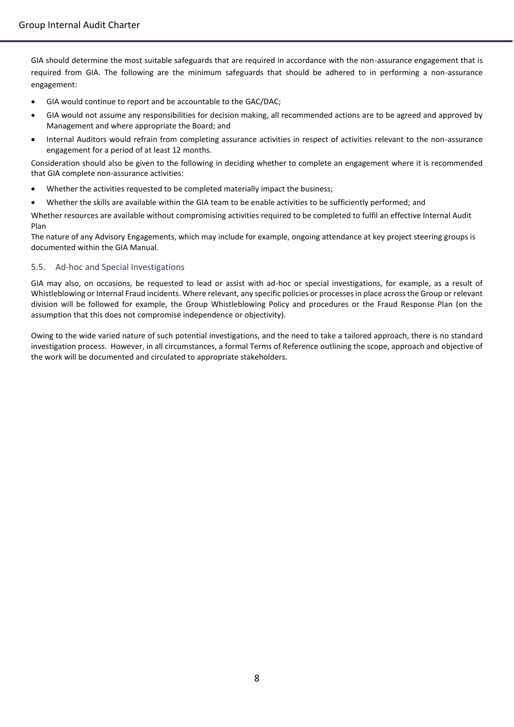GIA should determine the most suitable safeguards that are required in accordance with the non-assurance engagement that is required from GIA. The following are the minimum safeguards that should be adhered to in performing a non-assurance engagement:

- GIA would continue to report and be accountable to the GAC/DAC;
- GIA would not assume any responsibilities for decision making, all recommended actions are to be agreed and approved by Management and where appropriate the Board; and
- Internal Auditors would refrain from completing assurance activities in respect of activities relevant to the non-assurance engagement for a period of at least 12 months.

Consideration should also be given to the following in deciding whether to complete an engagement where it is recommended that GIA complete non-assurance activities:

- Whether the activities requested to be completed materially impact the business;
- Whether the skills are available within the GIA team to be enable activities to be sufficiently performed; and

Whether resources are available without compromising activities required to be completed to fulfil an effective Internal Audit Plan

The nature of any Advisory Engagements, which may include for example, ongoing attendance at key project steering groups is documented within the GIA Manual.

### 5.5. Ad-hoc and Special Investigations

GIA may also, on occasions, be requested to lead or assist with ad-hoc or special investigations, for example, as a result of Whistleblowing or Internal Fraud incidents. Where relevant, any specific policies or processes in place across the Group or relevant division will be followed for example, the Group Whistleblowing Policy and procedures or the Fraud Response Plan (on the assumption that this does not compromise independence or objectivity).

Owing to the wide varied nature of such potential investigations, and the need to take a tailored approach, there is no standard investigation process. However, in all circumstances, a formal Terms of Reference outlining the scope, approach and objective of the work will be documented and circulated to appropriate stakeholders.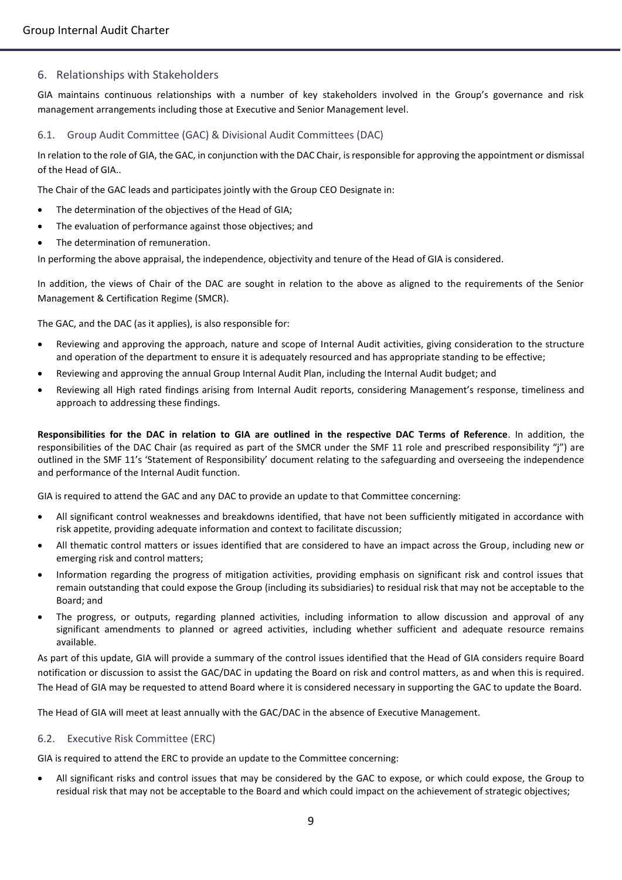## 6. Relationships with Stakeholders

GIA maintains continuous relationships with a number of key stakeholders involved in the Group's governance and risk management arrangements including those at Executive and Senior Management level.

### 6.1. Group Audit Committee (GAC) & Divisional Audit Committees (DAC)

In relation to the role of GIA, the GAC, in conjunction with the DAC Chair, is responsible for approving the appointment or dismissal of the Head of GIA..

The Chair of the GAC leads and participates jointly with the Group CEO Designate in:

- The determination of the objectives of the Head of GIA;
- The evaluation of performance against those objectives; and
- The determination of remuneration.

In performing the above appraisal, the independence, objectivity and tenure of the Head of GIA is considered.

In addition, the views of Chair of the DAC are sought in relation to the above as aligned to the requirements of the Senior Management & Certification Regime (SMCR).

The GAC, and the DAC (as it applies), is also responsible for:

- Reviewing and approving the approach, nature and scope of Internal Audit activities, giving consideration to the structure and operation of the department to ensure it is adequately resourced and has appropriate standing to be effective;
- Reviewing and approving the annual Group Internal Audit Plan, including the Internal Audit budget; and
- Reviewing all High rated findings arising from Internal Audit reports, considering Management's response, timeliness and approach to addressing these findings.

**Responsibilities for the DAC in relation to GIA are outlined in the respective DAC Terms of Reference**. In addition, the responsibilities of the DAC Chair (as required as part of the SMCR under the SMF 11 role and prescribed responsibility "j") are outlined in the SMF 11's 'Statement of Responsibility' document relating to the safeguarding and overseeing the independence and performance of the Internal Audit function.

GIA is required to attend the GAC and any DAC to provide an update to that Committee concerning:

- All significant control weaknesses and breakdowns identified, that have not been sufficiently mitigated in accordance with risk appetite, providing adequate information and context to facilitate discussion;
- All thematic control matters or issues identified that are considered to have an impact across the Group, including new or emerging risk and control matters;
- Information regarding the progress of mitigation activities, providing emphasis on significant risk and control issues that remain outstanding that could expose the Group (including its subsidiaries) to residual risk that may not be acceptable to the Board; and
- The progress, or outputs, regarding planned activities, including information to allow discussion and approval of any significant amendments to planned or agreed activities, including whether sufficient and adequate resource remains available.

As part of this update, GIA will provide a summary of the control issues identified that the Head of GIA considers require Board notification or discussion to assist the GAC/DAC in updating the Board on risk and control matters, as and when this is required. The Head of GIA may be requested to attend Board where it is considered necessary in supporting the GAC to update the Board.

The Head of GIA will meet at least annually with the GAC/DAC in the absence of Executive Management.

### 6.2. Executive Risk Committee (ERC)

GIA is required to attend the ERC to provide an update to the Committee concerning:

- All significant risks and control issues that may be considered by the GAC to expose, or which could expose, the Group to residual risk that may not be acceptable to the Board and which could impact on the achievement of strategic objectives;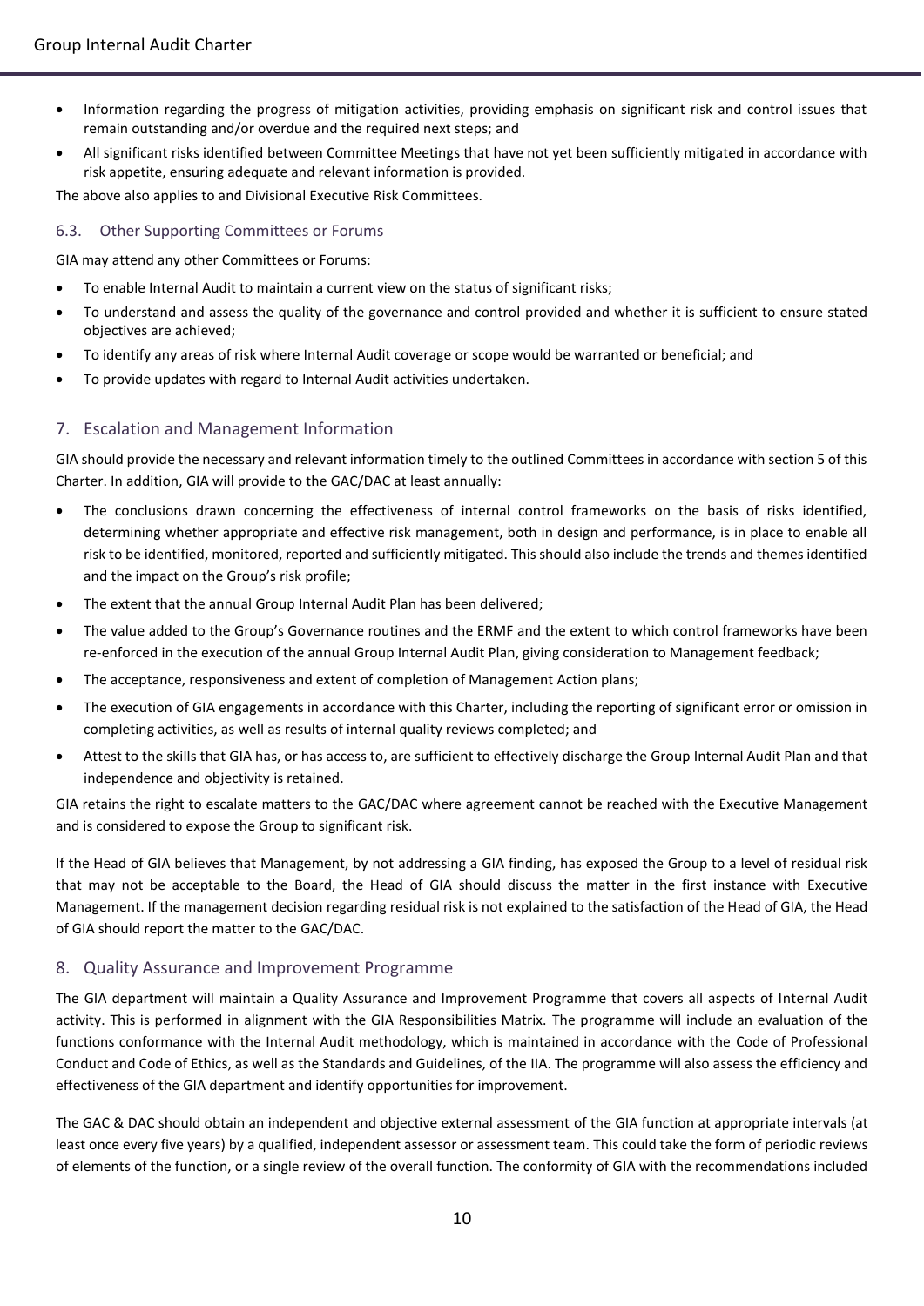- Information regarding the progress of mitigation activities, providing emphasis on significant risk and control issues that remain outstanding and/or overdue and the required next steps; and
- All significant risks identified between Committee Meetings that have not yet been sufficiently mitigated in accordance with risk appetite, ensuring adequate and relevant information is provided.

The above also applies to and Divisional Executive Risk Committees.

### 6.3. Other Supporting Committees or Forums

GIA may attend any other Committees or Forums:

- To enable Internal Audit to maintain a current view on the status of significant risks;
- To understand and assess the quality of the governance and control provided and whether it is sufficient to ensure stated objectives are achieved;
- To identify any areas of risk where Internal Audit coverage or scope would be warranted or beneficial; and
- To provide updates with regard to Internal Audit activities undertaken.

## 7. Escalation and Management Information

GIA should provide the necessary and relevant information timely to the outlined Committees in accordance with section 5 of this Charter. In addition, GIA will provide to the GAC/DAC at least annually:

- The conclusions drawn concerning the effectiveness of internal control frameworks on the basis of risks identified, determining whether appropriate and effective risk management, both in design and performance, is in place to enable all risk to be identified, monitored, reported and sufficiently mitigated. This should also include the trends and themes identified and the impact on the Group's risk profile;
- The extent that the annual Group Internal Audit Plan has been delivered;
- The value added to the Group's Governance routines and the ERMF and the extent to which control frameworks have been re-enforced in the execution of the annual Group Internal Audit Plan, giving consideration to Management feedback;
- The acceptance, responsiveness and extent of completion of Management Action plans;
- The execution of GIA engagements in accordance with this Charter, including the reporting of significant error or omission in completing activities, as well as results of internal quality reviews completed; and
- Attest to the skills that GIA has, or has access to, are sufficient to effectively discharge the Group Internal Audit Plan and that independence and objectivity is retained.

GIA retains the right to escalate matters to the GAC/DAC where agreement cannot be reached with the Executive Management and is considered to expose the Group to significant risk.

If the Head of GIA believes that Management, by not addressing a GIA finding, has exposed the Group to a level of residual risk that may not be acceptable to the Board, the Head of GIA should discuss the matter in the first instance with Executive Management. If the management decision regarding residual risk is not explained to the satisfaction of the Head of GIA, the Head of GIA should report the matter to the GAC/DAC.

## 8. Quality Assurance and Improvement Programme

The GIA department will maintain a Quality Assurance and Improvement Programme that covers all aspects of Internal Audit activity. This is performed in alignment with the GIA Responsibilities Matrix. The programme will include an evaluation of the functions conformance with the Internal Audit methodology, which is maintained in accordance with the Code of Professional Conduct and Code of Ethics, as well as the Standards and Guidelines, of the IIA. The programme will also assess the efficiency and effectiveness of the GIA department and identify opportunities for improvement.

The GAC & DAC should obtain an independent and objective external assessment of the GIA function at appropriate intervals (at least once every five years) by a qualified, independent assessor or assessment team. This could take the form of periodic reviews of elements of the function, or a single review of the overall function. The conformity of GIA with the recommendations included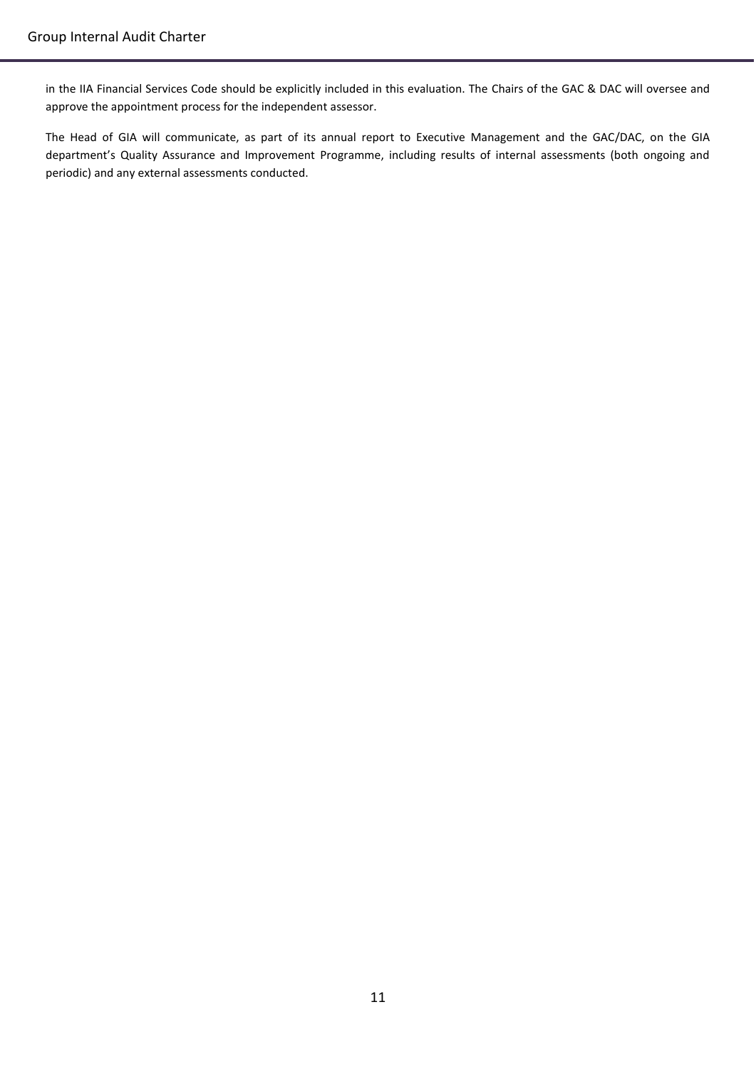in the IIA Financial Services Code should be explicitly included in this evaluation. The Chairs of the GAC & DAC will oversee and approve the appointment process for the independent assessor.

The Head of GIA will communicate, as part of its annual report to Executive Management and the GAC/DAC, on the GIA department's Quality Assurance and Improvement Programme, including results of internal assessments (both ongoing and periodic) and any external assessments conducted.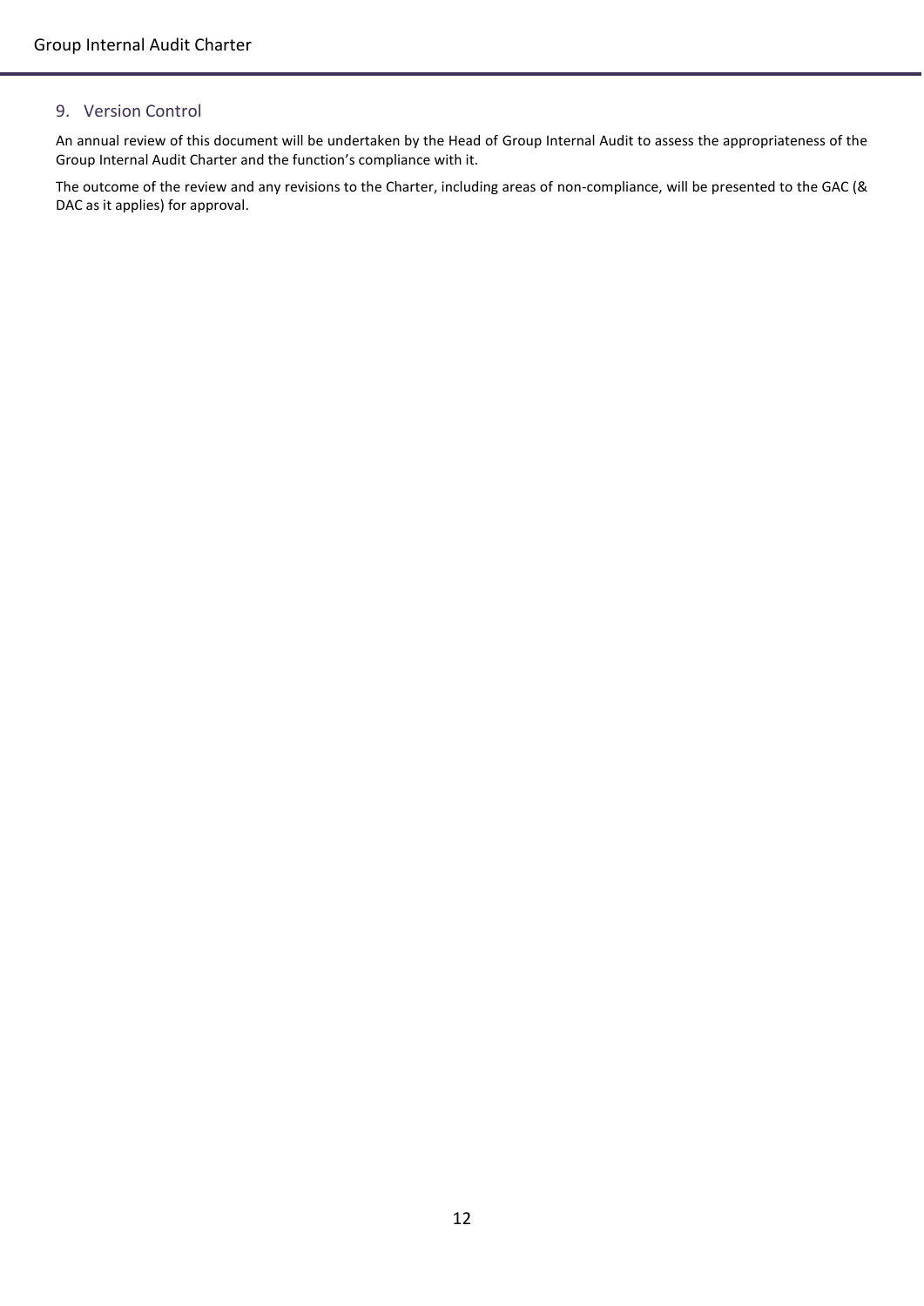## 9. Version Control

An annual review of this document will be undertaken by the Head of Group Internal Audit to assess the appropriateness of the Group Internal Audit Charter and the function's compliance with it.

The outcome of the review and any revisions to the Charter, including areas of non-compliance, will be presented to the GAC (& DAC as it applies) for approval.